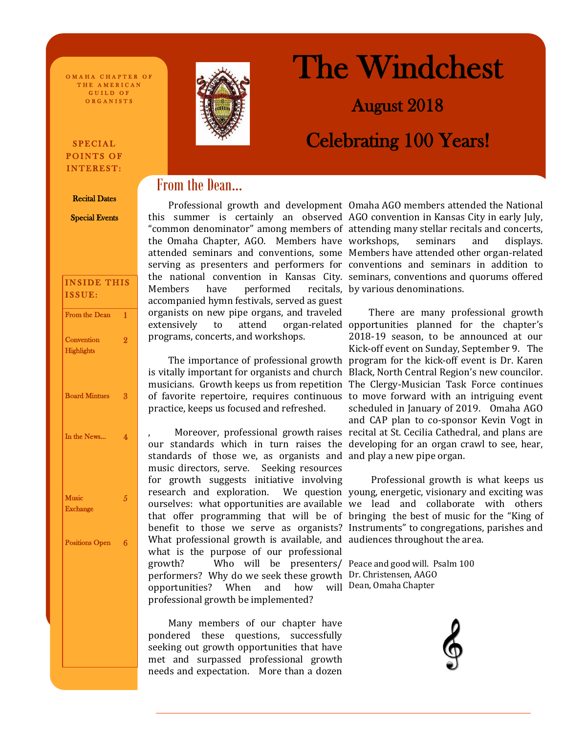OMAHA CHAPTER OF THE AMERICAN GUILD OF ORGANISTS

# The Windchest

## August 2018

## Celebrating 100 Years!

**SPECIAL POINTS OF INTEREST:**

- Recital Dates
- Special Events

**INSIDE THIS ISSUE:**

| | |
|---|---|
| From the Dean | 1 |
| Convention Highlights | 2 |
| Board Mintues | 3 |
| In the News… | 4 |
| Music Exchange | 5 |
| Positions Open | 6 |

## From the Dean…

Professional growth and development this summer is certainly an observed "common denominator" among members of the Omaha Chapter, AGO. Members have attended seminars and conventions, some serving as presenters and performers for the national convention in Kansas City. Members have performed recitals, accompanied hymn festivals, served as guest organists on new pipe organs, and traveled extensively to attend organ-related programs, concerts, and workshops.

The importance of professional growth is vitally important for organists and church musicians. Growth keeps us from repetition of favorite repertoire, requires continuous practice, keeps us focused and refreshed.

, Moreover, professional growth raises our standards which in turn raises the standards of those we, as organists and music directors, serve. Seeking resources for growth suggests initiative involving research and exploration. We question ourselves: what opportunities are available that offer programming that will be of benefit to those we serve as organists? What professional growth is available, and what is the purpose of our professional growth? Who will be presenters/ performers? Why do we seek these growth opportunities? When and how will professional growth be implemented?

Many members of our chapter have pondered these questions, successfully seeking out growth opportunities that have met and surpassed professional growth needs and expectation. More than a dozen Omaha AGO members attended the National AGO convention in Kansas City in early July, attending many stellar recitals and concerts, workshops, seminars and displays. Members have attended other organ-related conventions and seminars in addition to seminars, conventions and quorums offered by various denominations.

There are many professional growth opportunities planned for the chapter's 2018-19 season, to be announced at our Kick-off event on Sunday, September 9. The program for the kick-off event is Dr. Karen Black, North Central Region's new councilor. The Clergy-Musician Task Force continues to move forward with an intriguing event scheduled in January of 2019. Omaha AGO and CAP plan to co-sponsor Kevin Vogt in recital at St. Cecilia Cathedral, and plans are developing for an organ crawl to see, hear, and play a new pipe organ.

Professional growth is what keeps us young, energetic, visionary and exciting was we lead and collaborate with others bringing the best of music for the "King of Instruments" to congregations, parishes and audiences throughout the area.

Peace and good will. Psalm 100
Dr. Christensen, AAGO
Dean, Omaha Chapter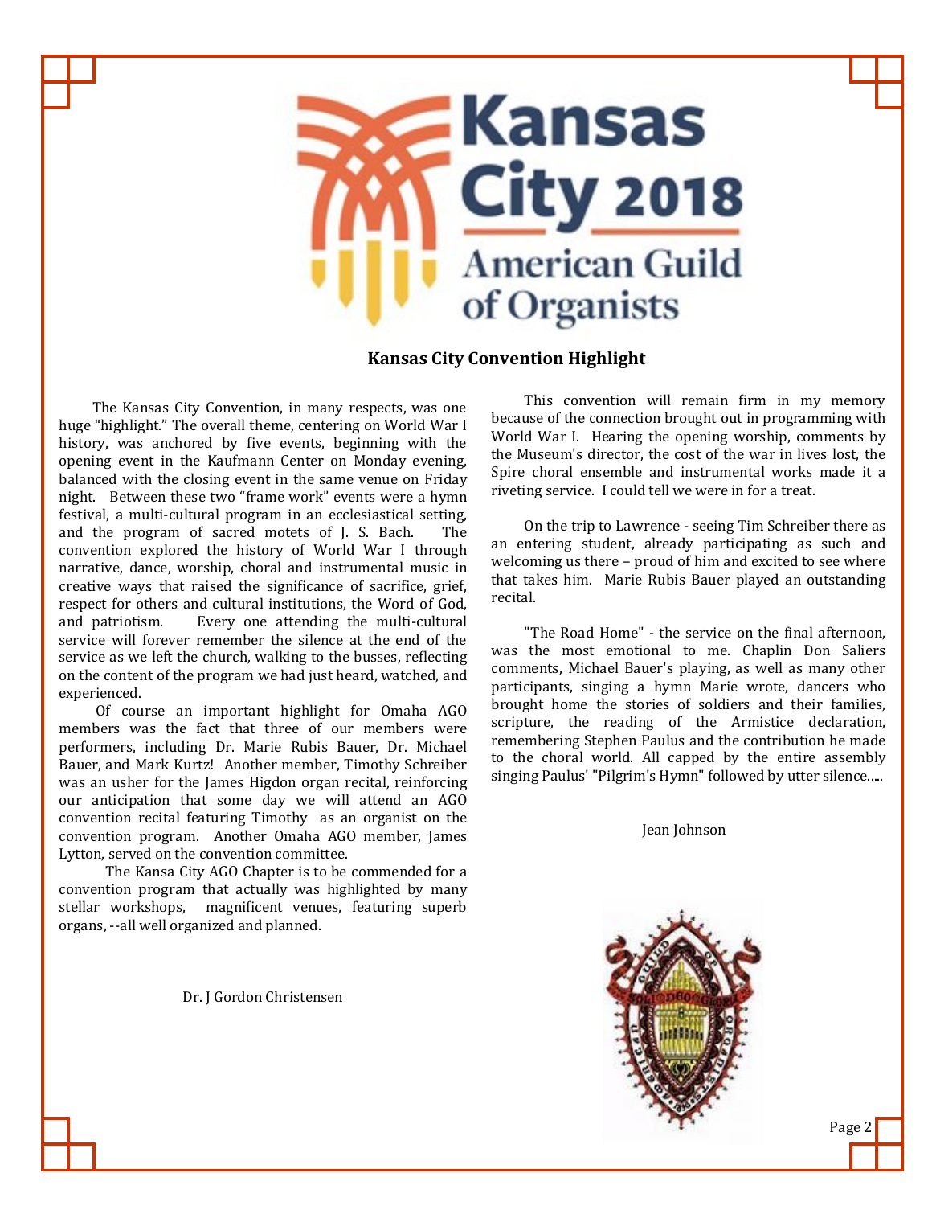Kansas City 2018

American Guild of Organists

## Kansas City Convention Highlight

The Kansas City Convention, in many respects, was one huge "highlight." The overall theme, centering on World War I history, was anchored by five events, beginning with the opening event in the Kaufmann Center on Monday evening, balanced with the closing event in the same venue on Friday night. Between these two "frame work" events were a hymn festival, a multi-cultural program in an ecclesiastical setting, and the program of sacred motets of J. S. Bach. The convention explored the history of World War I through narrative, dance, worship, choral and instrumental music in creative ways that raised the significance of sacrifice, grief, respect for others and cultural institutions, the Word of God, and patriotism. Every one attending the multi-cultural service will forever remember the silence at the end of the service as we left the church, walking to the busses, reflecting on the content of the program we had just heard, watched, and experienced.

Of course an important highlight for Omaha AGO members was the fact that three of our members were performers, including Dr. Marie Rubis Bauer, Dr. Michael Bauer, and Mark Kurtz! Another member, Timothy Schreiber was an usher for the James Higdon organ recital, reinforcing our anticipation that some day we will attend an AGO convention recital featuring Timothy as an organist on the convention program. Another Omaha AGO member, James Lytton, served on the convention committee.

The Kansa City AGO Chapter is to be commended for a convention program that actually was highlighted by many stellar workshops, magnificent venues, featuring superb organs, --all well organized and planned.

Dr. J Gordon Christensen

This convention will remain firm in my memory because of the connection brought out in programming with World War I. Hearing the opening worship, comments by the Museum's director, the cost of the war in lives lost, the Spire choral ensemble and instrumental works made it a riveting service. I could tell we were in for a treat.

On the trip to Lawrence - seeing Tim Schreiber there as an entering student, already participating as such and welcoming us there – proud of him and excited to see where that takes him. Marie Rubis Bauer played an outstanding recital.

"The Road Home" - the service on the final afternoon, was the most emotional to me. Chaplin Don Saliers comments, Michael Bauer's playing, as well as many other participants, singing a hymn Marie wrote, dancers who brought home the stories of soldiers and their families, scripture, the reading of the Armistice declaration, remembering Stephen Paulus and the contribution he made to the choral world. All capped by the entire assembly singing Paulus' "Pilgrim's Hymn" followed by utter silence.....

Jean Johnson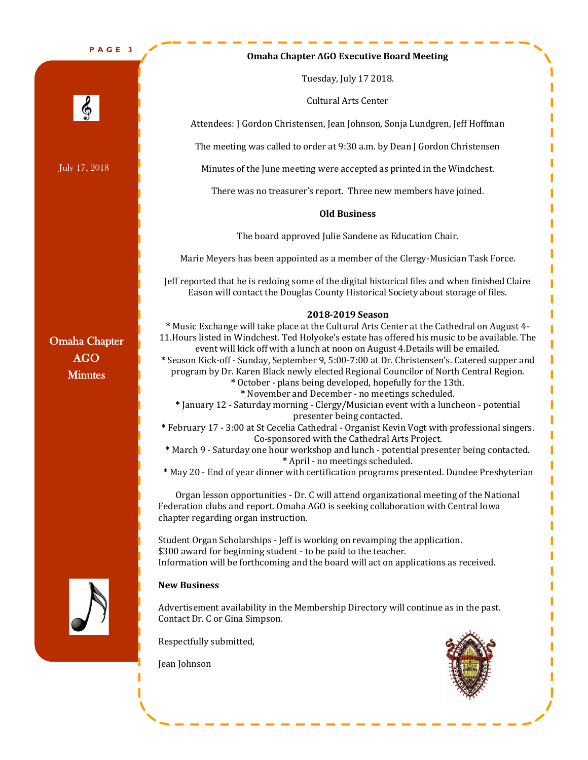July 17, 2018

Omaha Chapter AGO Minutes

**Omaha Chapter AGO Executive Board Meeting**

Tuesday, July 17 2018.

Cultural Arts Center

Attendees: J Gordon Christensen, Jean Johnson, Sonja Lundgren, Jeff Hoffman

The meeting was called to order at 9:30 a.m. by Dean J Gordon Christensen

Minutes of the June meeting were accepted as printed in the Windchest.

There was no treasurer's report. Three new members have joined.

**Old Business**

The board approved Julie Sandene as Education Chair.

Marie Meyers has been appointed as a member of the Clergy-Musician Task Force.

Jeff reported that he is redoing some of the digital historical files and when finished Claire Eason will contact the Douglas County Historical Society about storage of files.

**2018-2019 Season**

* Music Exchange will take place at the Cultural Arts Center at the Cathedral on August 4-11.Hours listed in Windchest. Ted Holyoke's estate has offered his music to be available. The event will kick off with a lunch at noon on August 4.Details will be emailed.
* Season Kick-off - Sunday, September 9, 5:00-7:00 at Dr. Christensen's. Catered supper and program by Dr. Karen Black newly elected Regional Councilor of North Central Region.
* October - plans being developed, hopefully for the 13th.
* November and December - no meetings scheduled.
* January 12 - Saturday morning - Clergy/Musician event with a luncheon - potential presenter being contacted.
* February 17 - 3:00 at St Cecelia Cathedral - Organist Kevin Vogt with professional singers. Co-sponsored with the Cathedral Arts Project.
* March 9 - Saturday one hour workshop and lunch - potential presenter being contacted.
* April - no meetings scheduled.
* May 20 - End of year dinner with certification programs presented. Dundee Presbyterian

Organ lesson opportunities - Dr. C will attend organizational meeting of the National Federation clubs and report. Omaha AGO is seeking collaboration with Central Iowa chapter regarding organ instruction.

Student Organ Scholarships - Jeff is working on revamping the application.
$300 award for beginning student - to be paid to the teacher.
Information will be forthcoming and the board will act on applications as received.

**New Business**

Advertisement availability in the Membership Directory will continue as in the past. Contact Dr. C or Gina Simpson.

Respectfully submitted,

Jean Johnson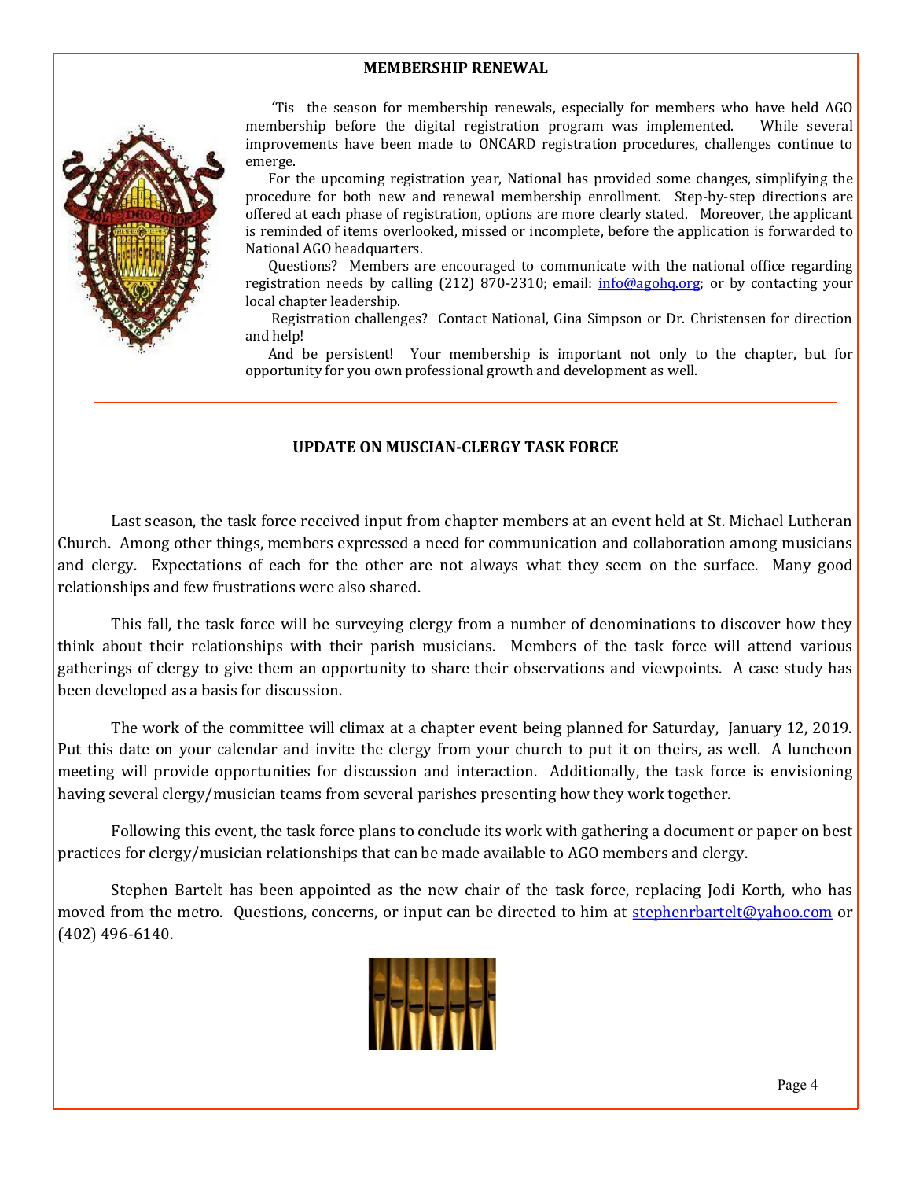## MEMBERSHIP RENEWAL

'Tis the season for membership renewals, especially for members who have held AGO membership before the digital registration program was implemented. While several improvements have been made to ONCARD registration procedures, challenges continue to emerge.

For the upcoming registration year, National has provided some changes, simplifying the procedure for both new and renewal membership enrollment. Step-by-step directions are offered at each phase of registration, options are more clearly stated. Moreover, the applicant is reminded of items overlooked, missed or incomplete, before the application is forwarded to National AGO headquarters.

Questions? Members are encouraged to communicate with the national office regarding registration needs by calling (212) 870-2310; email: info@agohq.org; or by contacting your local chapter leadership.

Registration challenges? Contact National, Gina Simpson or Dr. Christensen for direction and help!

And be persistent! Your membership is important not only to the chapter, but for opportunity for you own professional growth and development as well.

---

## UPDATE ON MUSCIAN-CLERGY TASK FORCE

Last season, the task force received input from chapter members at an event held at St. Michael Lutheran Church. Among other things, members expressed a need for communication and collaboration among musicians and clergy. Expectations of each for the other are not always what they seem on the surface. Many good relationships and few frustrations were also shared.

This fall, the task force will be surveying clergy from a number of denominations to discover how they think about their relationships with their parish musicians. Members of the task force will attend various gatherings of clergy to give them an opportunity to share their observations and viewpoints. A case study has been developed as a basis for discussion.

The work of the committee will climax at a chapter event being planned for Saturday, January 12, 2019. Put this date on your calendar and invite the clergy from your church to put it on theirs, as well. A luncheon meeting will provide opportunities for discussion and interaction. Additionally, the task force is envisioning having several clergy/musician teams from several parishes presenting how they work together.

Following this event, the task force plans to conclude its work with gathering a document or paper on best practices for clergy/musician relationships that can be made available to AGO members and clergy.

Stephen Bartelt has been appointed as the new chair of the task force, replacing Jodi Korth, who has moved from the metro. Questions, concerns, or input can be directed to him at stephenrbartelt@yahoo.com or (402) 496-6140.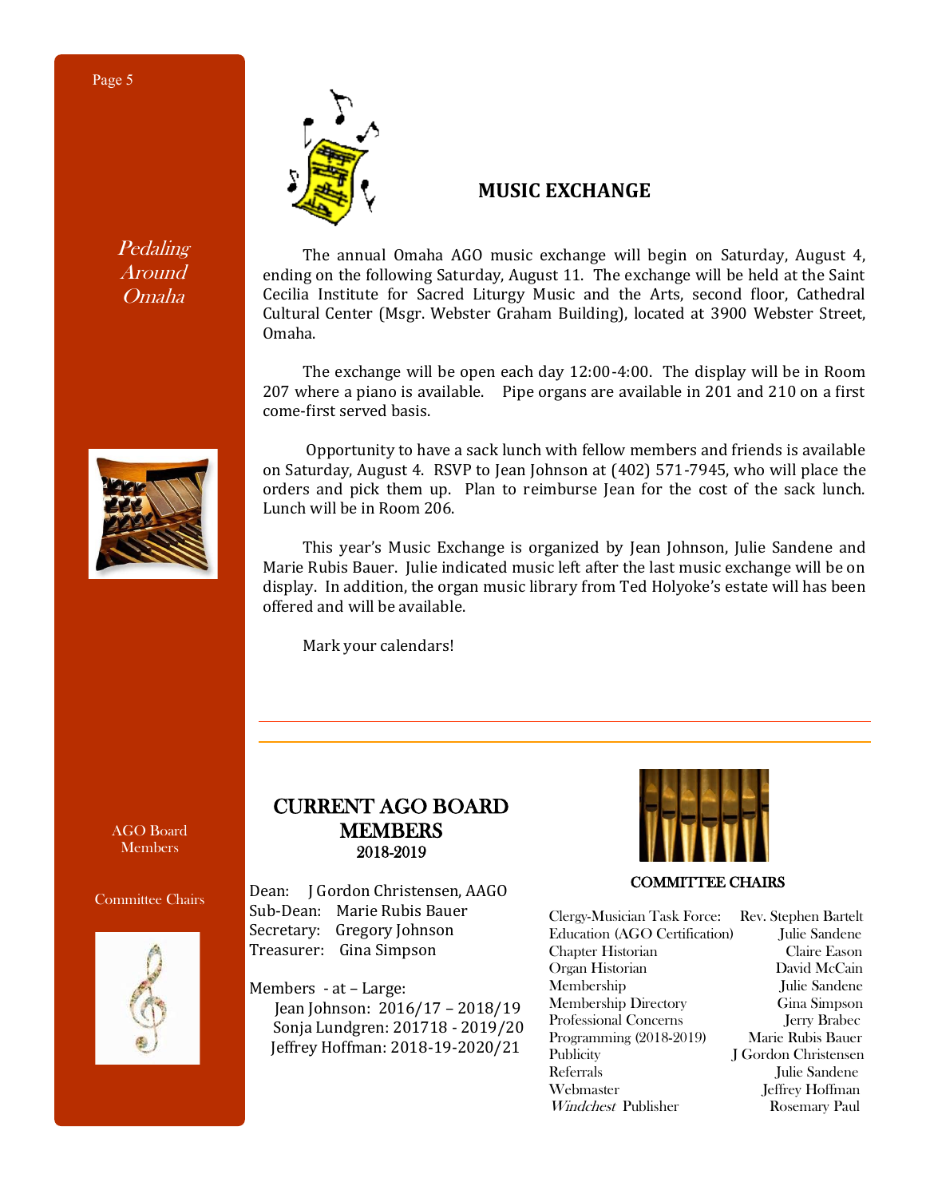*Pedaling Around Omaha*

## MUSIC EXCHANGE

The annual Omaha AGO music exchange will begin on Saturday, August 4, ending on the following Saturday, August 11. The exchange will be held at the Saint Cecilia Institute for Sacred Liturgy Music and the Arts, second floor, Cathedral Cultural Center (Msgr. Webster Graham Building), located at 3900 Webster Street, Omaha.

The exchange will be open each day 12:00-4:00. The display will be in Room 207 where a piano is available. Pipe organs are available in 201 and 210 on a first come-first served basis.

Opportunity to have a sack lunch with fellow members and friends is available on Saturday, August 4. RSVP to Jean Johnson at (402) 571-7945, who will place the orders and pick them up. Plan to reimburse Jean for the cost of the sack lunch. Lunch will be in Room 206.

This year's Music Exchange is organized by Jean Johnson, Julie Sandene and Marie Rubis Bauer. Julie indicated music left after the last music exchange will be on display. In addition, the organ music library from Ted Holyoke's estate will has been offered and will be available.

Mark your calendars!

---

AGO Board Members

Committee Chairs

## CURRENT AGO BOARD MEMBERS
### 2018-2019

Dean: J Gordon Christensen, AAGO
Sub-Dean: Marie Rubis Bauer
Secretary: Gregory Johnson
Treasurer: Gina Simpson

Members - at – Large:
Jean Johnson: 2016/17 – 2018/19
Sonja Lundgren: 201718 - 2019/20
Jeffrey Hoffman: 2018-19-2020/21

### COMMITTEE CHAIRS

| | |
|---|---|
| Clergy-Musician Task Force: | Rev. Stephen Bartelt |
| Education (AGO Certification) | Julie Sandene |
| Chapter Historian | Claire Eason |
| Organ Historian | David McCain |
| Membership | Julie Sandene |
| Membership Directory | Gina Simpson |
| Professional Concerns | Jerry Brabec |
| Programming (2018-2019) | Marie Rubis Bauer |
| Publicity | J Gordon Christensen |
| Referrals | Julie Sandene |
| Webmaster | Jeffrey Hoffman |
| *Windchest* Publisher | Rosemary Paul |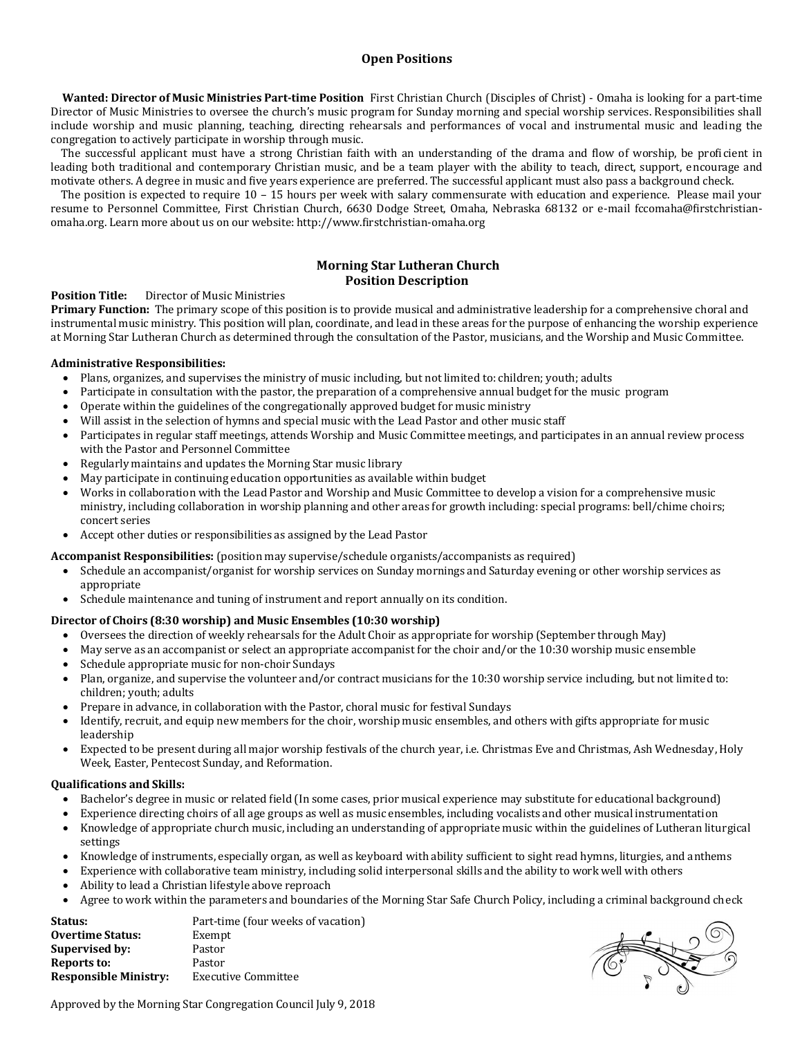## Open Positions

**Wanted: Director of Music Ministries Part-time Position** First Christian Church (Disciples of Christ) - Omaha is looking for a part-time Director of Music Ministries to oversee the church's music program for Sunday morning and special worship services. Responsibilities shall include worship and music planning, teaching, directing rehearsals and performances of vocal and instrumental music and leading the congregation to actively participate in worship through music.

The successful applicant must have a strong Christian faith with an understanding of the drama and flow of worship, be proficient in leading both traditional and contemporary Christian music, and be a team player with the ability to teach, direct, support, encourage and motivate others. A degree in music and five years experience are preferred. The successful applicant must also pass a background check.

The position is expected to require 10 – 15 hours per week with salary commensurate with education and experience. Please mail your resume to Personnel Committee, First Christian Church, 6630 Dodge Street, Omaha, Nebraska 68132 or e-mail fccomaha@firstchristian-omaha.org. Learn more about us on our website: http://www.firstchristian-omaha.org

## Morning Star Lutheran Church
## Position Description

**Position Title:** Director of Music Ministries

**Primary Function:** The primary scope of this position is to provide musical and administrative leadership for a comprehensive choral and instrumental music ministry. This position will plan, coordinate, and lead in these areas for the purpose of enhancing the worship experience at Morning Star Lutheran Church as determined through the consultation of the Pastor, musicians, and the Worship and Music Committee.

**Administrative Responsibilities:**

- Plans, organizes, and supervises the ministry of music including, but not limited to: children; youth; adults
- Participate in consultation with the pastor, the preparation of a comprehensive annual budget for the music program
- Operate within the guidelines of the congregationally approved budget for music ministry
- Will assist in the selection of hymns and special music with the Lead Pastor and other music staff
- Participates in regular staff meetings, attends Worship and Music Committee meetings, and participates in an annual review process with the Pastor and Personnel Committee
- Regularly maintains and updates the Morning Star music library
- May participate in continuing education opportunities as available within budget
- Works in collaboration with the Lead Pastor and Worship and Music Committee to develop a vision for a comprehensive music ministry, including collaboration in worship planning and other areas for growth including: special programs: bell/chime choirs; concert series
- Accept other duties or responsibilities as assigned by the Lead Pastor

**Accompanist Responsibilities:** (position may supervise/schedule organists/accompanists as required)

- Schedule an accompanist/organist for worship services on Sunday mornings and Saturday evening or other worship services as appropriate
- Schedule maintenance and tuning of instrument and report annually on its condition.

**Director of Choirs (8:30 worship) and Music Ensembles (10:30 worship)**

- Oversees the direction of weekly rehearsals for the Adult Choir as appropriate for worship (September through May)
- May serve as an accompanist or select an appropriate accompanist for the choir and/or the 10:30 worship music ensemble
- Schedule appropriate music for non-choir Sundays
- Plan, organize, and supervise the volunteer and/or contract musicians for the 10:30 worship service including, but not limited to: children; youth; adults
- Prepare in advance, in collaboration with the Pastor, choral music for festival Sundays
- Identify, recruit, and equip new members for the choir, worship music ensembles, and others with gifts appropriate for music leadership
- Expected to be present during all major worship festivals of the church year, i.e. Christmas Eve and Christmas, Ash Wednesday, Holy Week, Easter, Pentecost Sunday, and Reformation.

**Qualifications and Skills:**

- Bachelor's degree in music or related field (In some cases, prior musical experience may substitute for educational background)
- Experience directing choirs of all age groups as well as music ensembles, including vocalists and other musical instrumentation
- Knowledge of appropriate church music, including an understanding of appropriate music within the guidelines of Lutheran liturgical settings
- Knowledge of instruments, especially organ, as well as keyboard with ability sufficient to sight read hymns, liturgies, and anthems
- Experience with collaborative team ministry, including solid interpersonal skills and the ability to work well with others
- Ability to lead a Christian lifestyle above reproach
- Agree to work within the parameters and boundaries of the Morning Star Safe Church Policy, including a criminal background check

**Status:** Part-time (four weeks of vacation)
**Overtime Status:** Exempt
**Supervised by:** Pastor
**Reports to:** Pastor
**Responsible Ministry:** Executive Committee

Approved by the Morning Star Congregation Council July 9, 2018